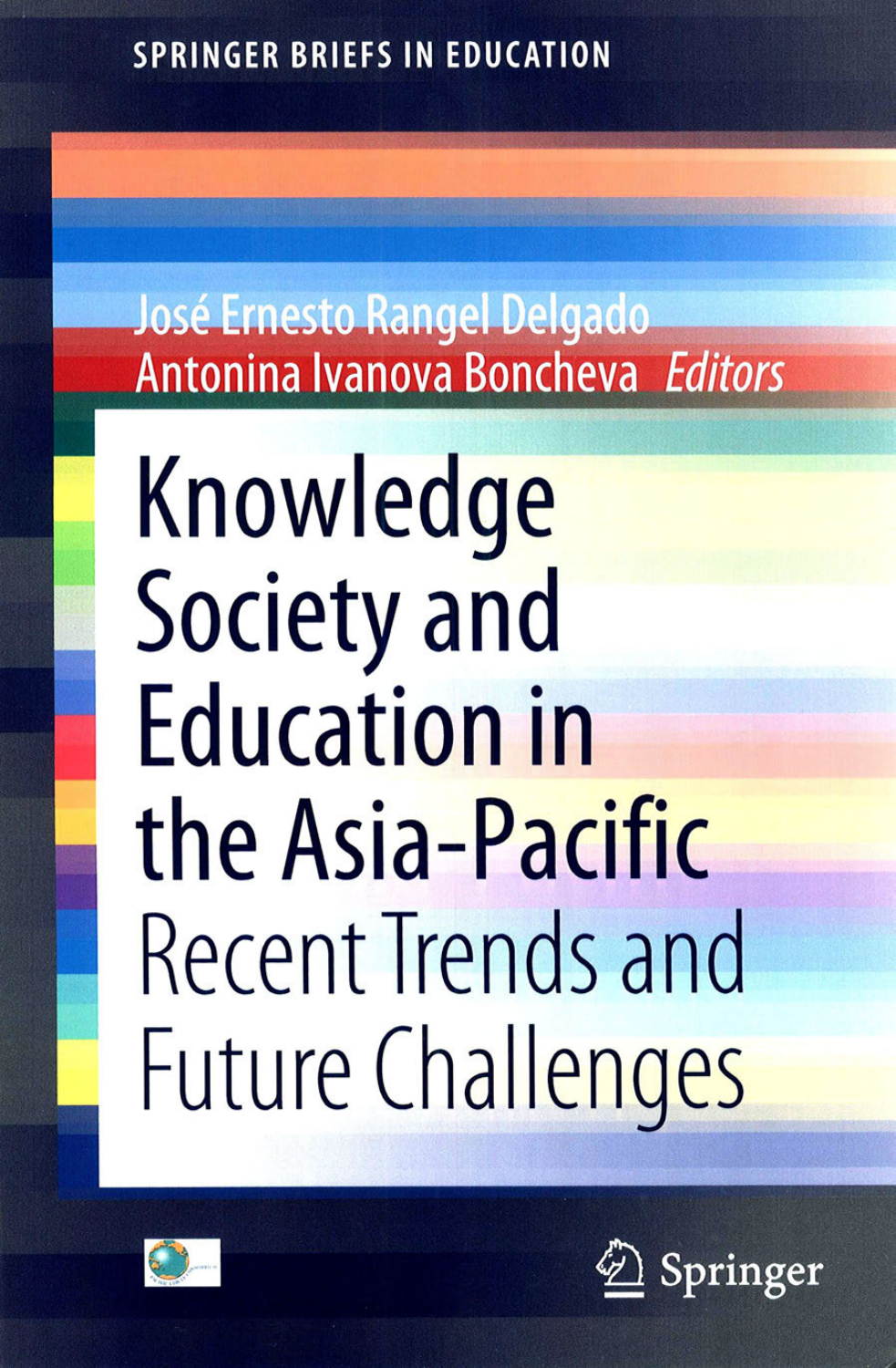SPRINGER BRIEFS IN EDUCATION

José Ernesto Rangel Delgado
Antonina Ivanova Boncheva *Editors*

# Knowledge Society and Education in the Asia-Pacific

## Recent Trends and Future Challenges

Springer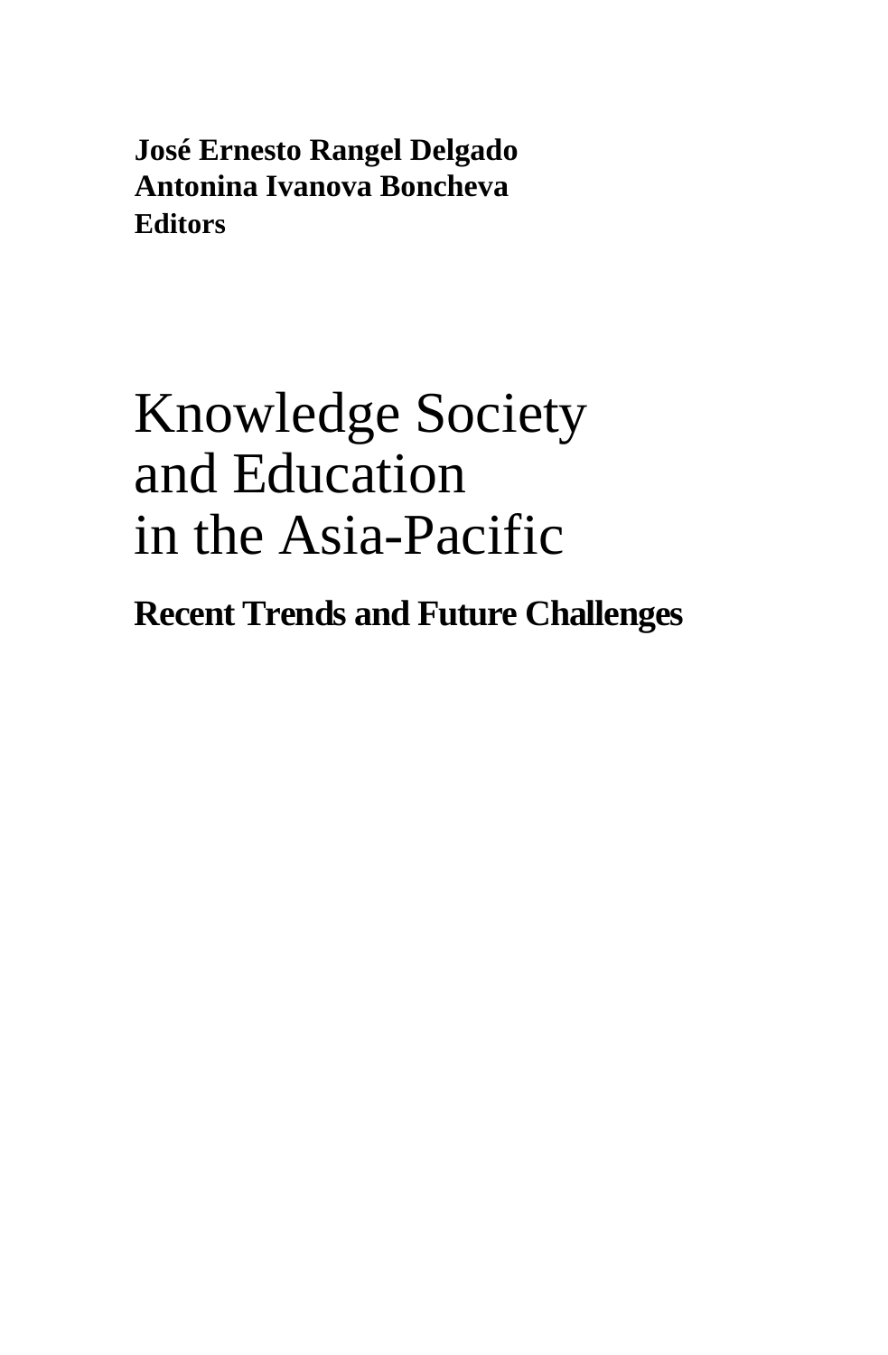**José Ernesto Rangel Delgado**
**Antonina Ivanova Boncheva**
**Editors**

# Knowledge Society and Education in the Asia-Pacific

## Recent Trends and Future Challenges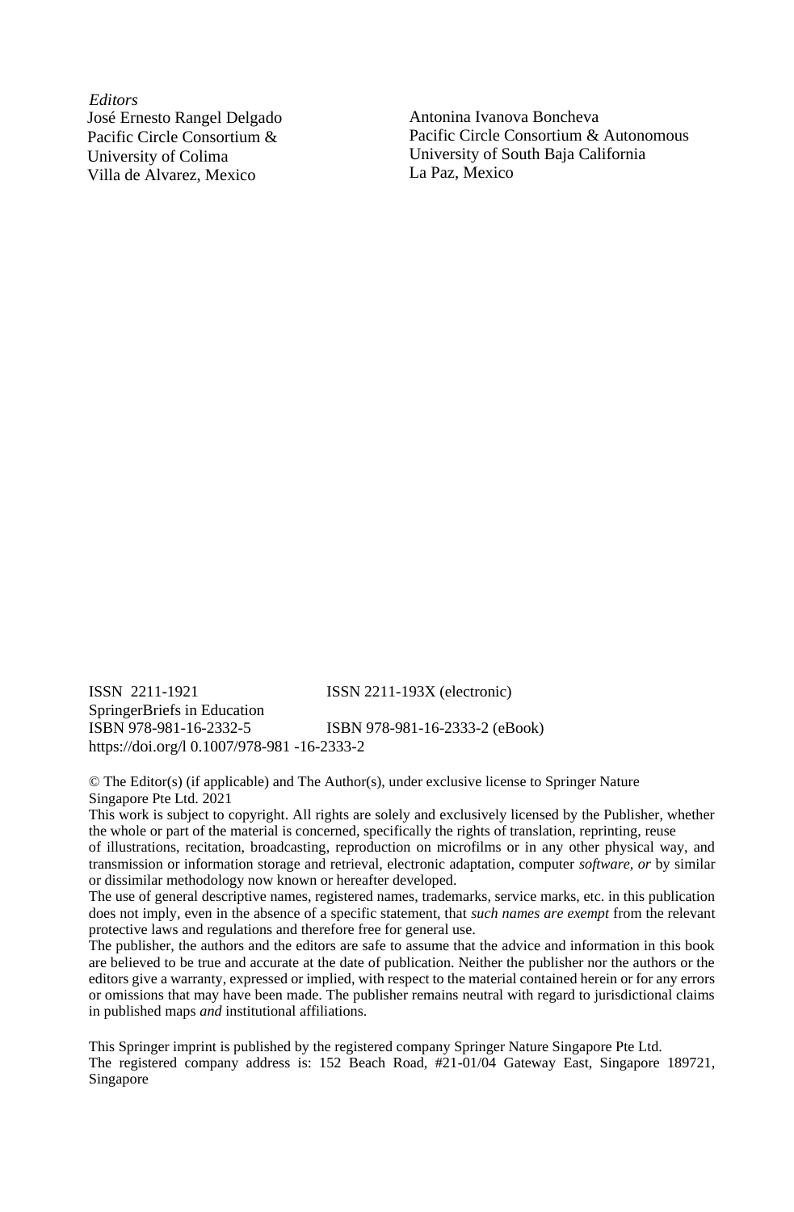*Editors*

José Ernesto Rangel Delgado
Pacific Circle Consortium &
University of Colima
Villa de Alvarez, Mexico

Antonina Ivanova Boncheva
Pacific Circle Consortium & Autonomous
University of South Baja California
La Paz, Mexico

ISSN 2211-1921 ISSN 2211-193X (electronic)
SpringerBriefs in Education
ISBN 978-981-16-2332-5 ISBN 978-981-16-2333-2 (eBook)
https://doi.org/l 0.1007/978-981 -16-2333-2

© The Editor(s) (if applicable) and The Author(s), under exclusive license to Springer Nature Singapore Pte Ltd. 2021

This work is subject to copyright. All rights are solely and exclusively licensed by the Publisher, whether the whole or part of the material is concerned, specifically the rights of translation, reprinting, reuse of illustrations, recitation, broadcasting, reproduction on microfilms or in any other physical way, and transmission or information storage and retrieval, electronic adaptation, computer *software, or* by similar or dissimilar methodology now known or hereafter developed.

The use of general descriptive names, registered names, trademarks, service marks, etc. in this publication does not imply, even in the absence of a specific statement, that *such names are exempt* from the relevant protective laws and regulations and therefore free for general use.

The publisher, the authors and the editors are safe to assume that the advice and information in this book are believed to be true and accurate at the date of publication. Neither the publisher nor the authors or the editors give a warranty, expressed or implied, with respect to the material contained herein or for any errors or omissions that may have been made. The publisher remains neutral with regard to jurisdictional claims in published maps *and* institutional affiliations.

This Springer imprint is published by the registered company Springer Nature Singapore Pte Ltd.
The registered company address is: 152 Beach Road, #21-01/04 Gateway East, Singapore 189721, Singapore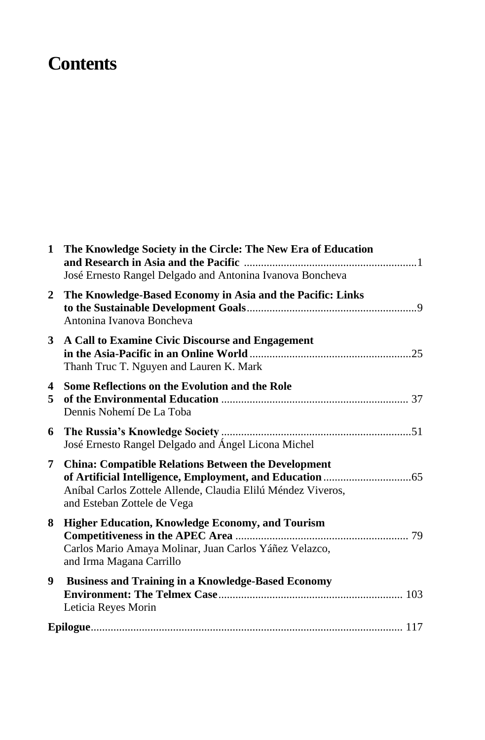# Contents

**1 The Knowledge Society in the Circle: The New Era of Education and Research in Asia and the Pacific** ............................................................1
José Ernesto Rangel Delgado and Antonina Ivanova Boncheva

**2 The Knowledge-Based Economy in Asia and the Pacific: Links to the Sustainable Development Goals**............................................................9
Antonina Ivanova Boncheva

**3 A Call to Examine Civic Discourse and Engagement in the Asia-Pacific in an Online World**.........................................................25
Thanh Truc T. Nguyen and Lauren K. Mark

**4 Some Reflections on the Evolution and the Role**
**5 of the Environmental Education** ................................................................. 37
Dennis Nohemí De La Toba

**6 The Russia's Knowledge Society** ...................................................................51
José Ernesto Rangel Delgado and Ángel Licona Michel

**7 China: Compatible Relations Between the Development of Artificial Intelligence, Employment, and Education**...............................65
Aníbal Carlos Zottele Allende, Claudia Elilú Méndez Viveros, and Esteban Zottele de Vega

**8 Higher Education, Knowledge Economy, and Tourism Competitiveness in the APEC Area** ............................................................ 79
Carlos Mario Amaya Molinar, Juan Carlos Yáñez Velazco, and Irma Magana Carrillo

**9 Business and Training in a Knowledge-Based Economy Environment: The Telmex Case**................................................................ 103
Leticia Reyes Morin

**Epilogue**............................................................................................................. 117